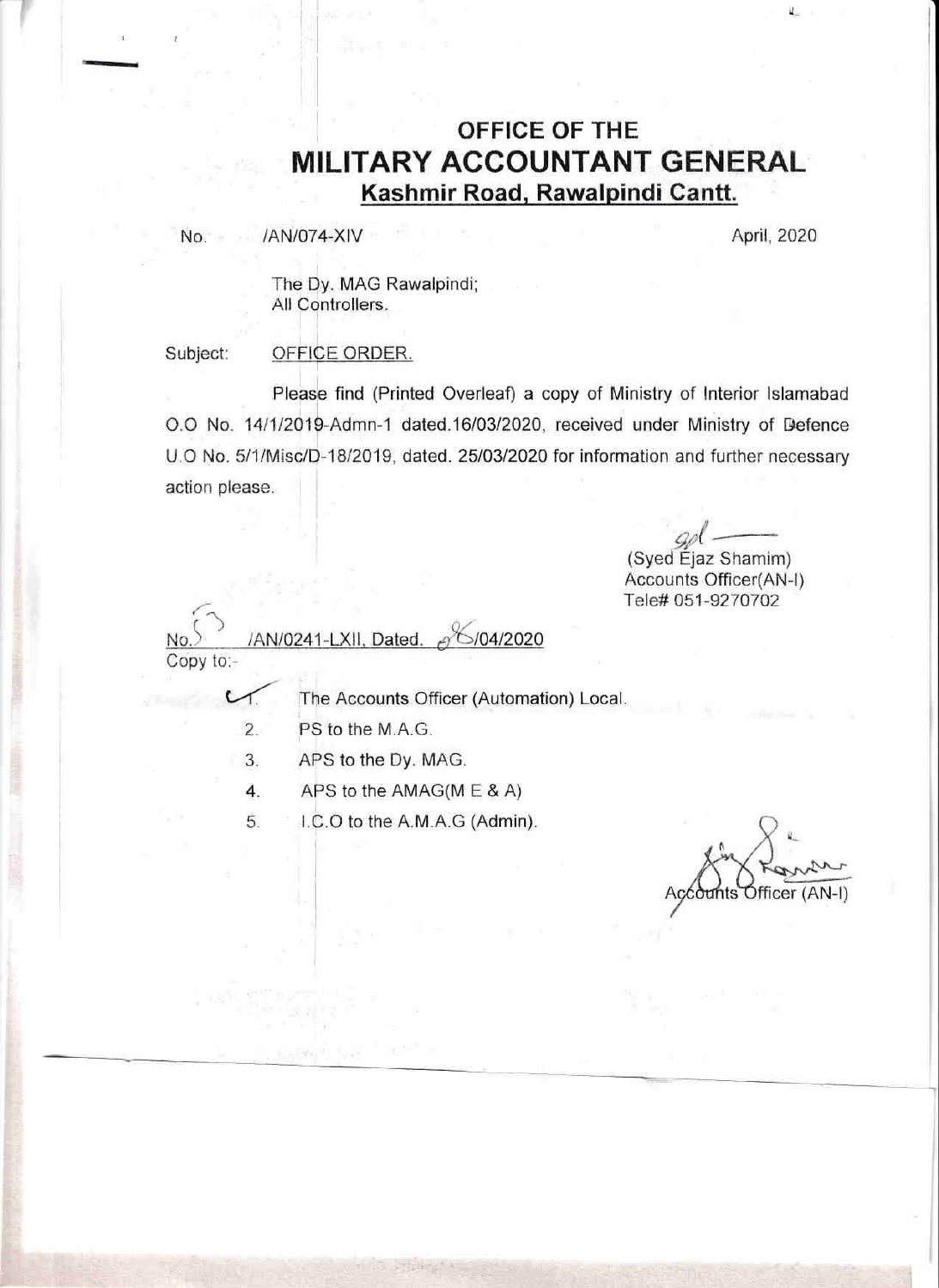# OFFICE OF THE
# MILITARY ACCOUNTANT GENERAL
**Kashmir Road, Rawalpindi Cantt.**

No. /AN/074-XIV April, 2020

The Dy. MAG Rawalpindi;
All Controllers.

Subject: OFFICE ORDER.

Please find (Printed Overleaf) a copy of Ministry of Interior Islamabad O.O No. 14/1/2019-Admn-1 dated.16/03/2020, received under Ministry of Defence U.O No. 5/1/Misc/D-18/2019, dated. 25/03/2020 for information and further necessary action please.

sd/-
(Syed Ejaz Shamim)
Accounts Officer(AN-I)
Tele# 051-9270702

No.5 /AN/0241-LXII, Dated. 06/04/2020

Copy to:-

1. The Accounts Officer (Automation) Local.
2. PS to the M.A.G.
3. APS to the Dy. MAG.
4. APS to the AMAG(M E & A)
5. I.C.O to the A.M.A.G (Admin).

Accounts Officer (AN-I)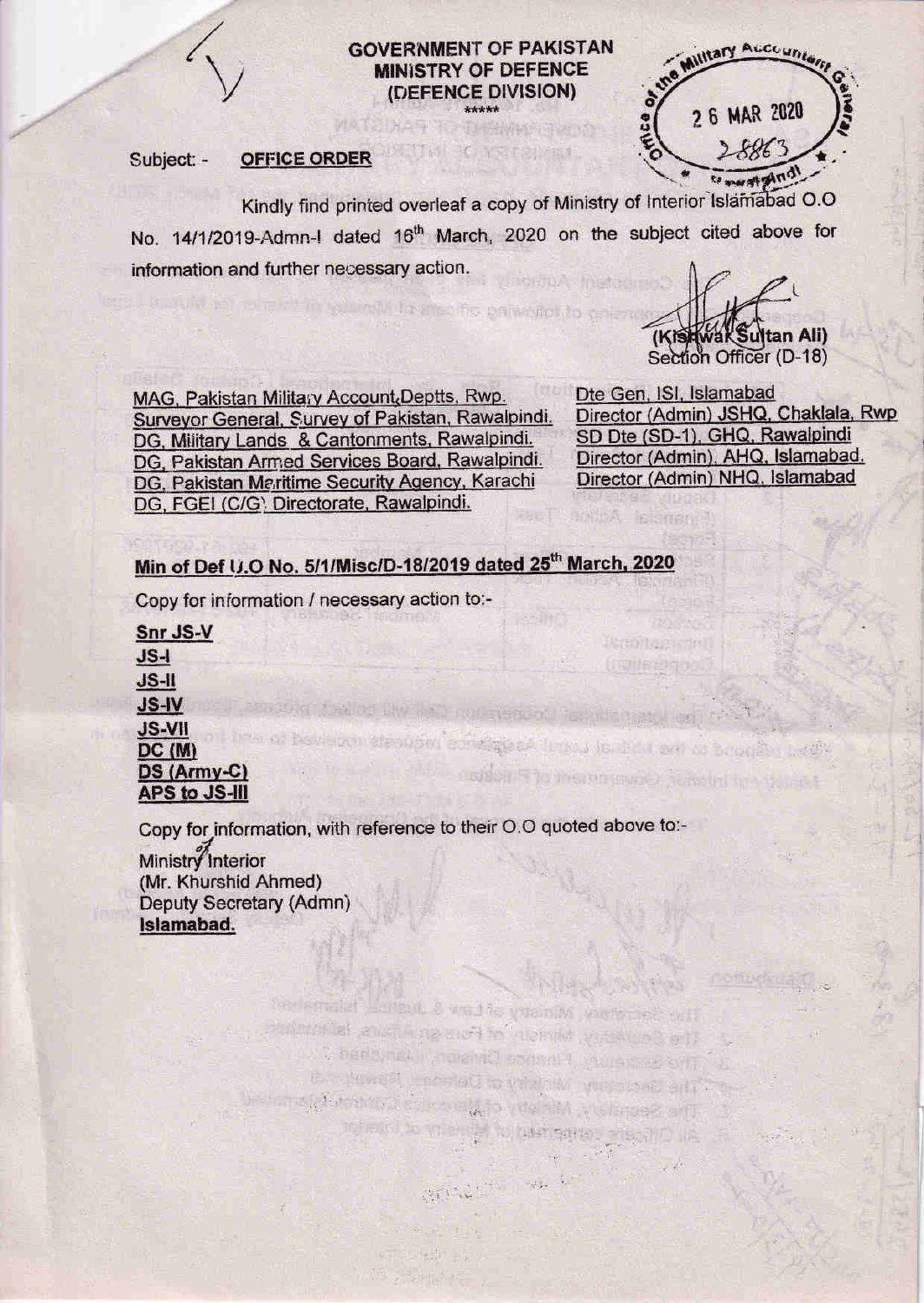# GOVERNMENT OF PAKISTAN
## MINISTRY OF DEFENCE
### (DEFENCE DIVISION)

\*\*\*\*\*

Office of the Military Accountant General
26 MAR 2020
2886 3
Rawalpindi

Subject: - **OFFICE ORDER**

Kindly find printed overleaf a copy of Ministry of Interior Islamabad O.O No. 14/1/2019-Admn-I dated 16th March, 2020 on the subject cited above for information and further necessary action.

(Kishwar Sultan Ali)
Section Officer (D-18)

MAG, Pakistan Military Account Deptts, Rwp.
Surveyor General, Survey of Pakistan, Rawalpindi.
DG, Military Lands & Cantonments, Rawalpindi.
DG, Pakistan Armed Services Board, Rawalpindi.
DG, Pakistan Maritime Security Agency, Karachi
DG, FGEI (C/G) Directorate, Rawalpindi.

Dte Gen, ISI, Islamabad
Director (Admin) JSHQ, Chaklala, Rwp
SD Dte (SD-1), GHQ, Rawalpindi
Director (Admin), AHQ, Islamabad.
Director (Admin) NHQ, Islamabad

**Min of Def U.O No. 5/1/Misc/D-18/2019 dated 25th March, 2020**

Copy for information / necessary action to:-

**Snr JS-V**
**JS-I**
**JS-II**
**JS-IV**
**JS-VII**
**DC (M)**
**DS (Army-C)**
**APS to JS-III**

Copy for information, with reference to their O.O quoted above to:-

Ministry of Interior
(Mr. Khurshid Ahmed)
Deputy Secretary (Admn)
**Islamabad.**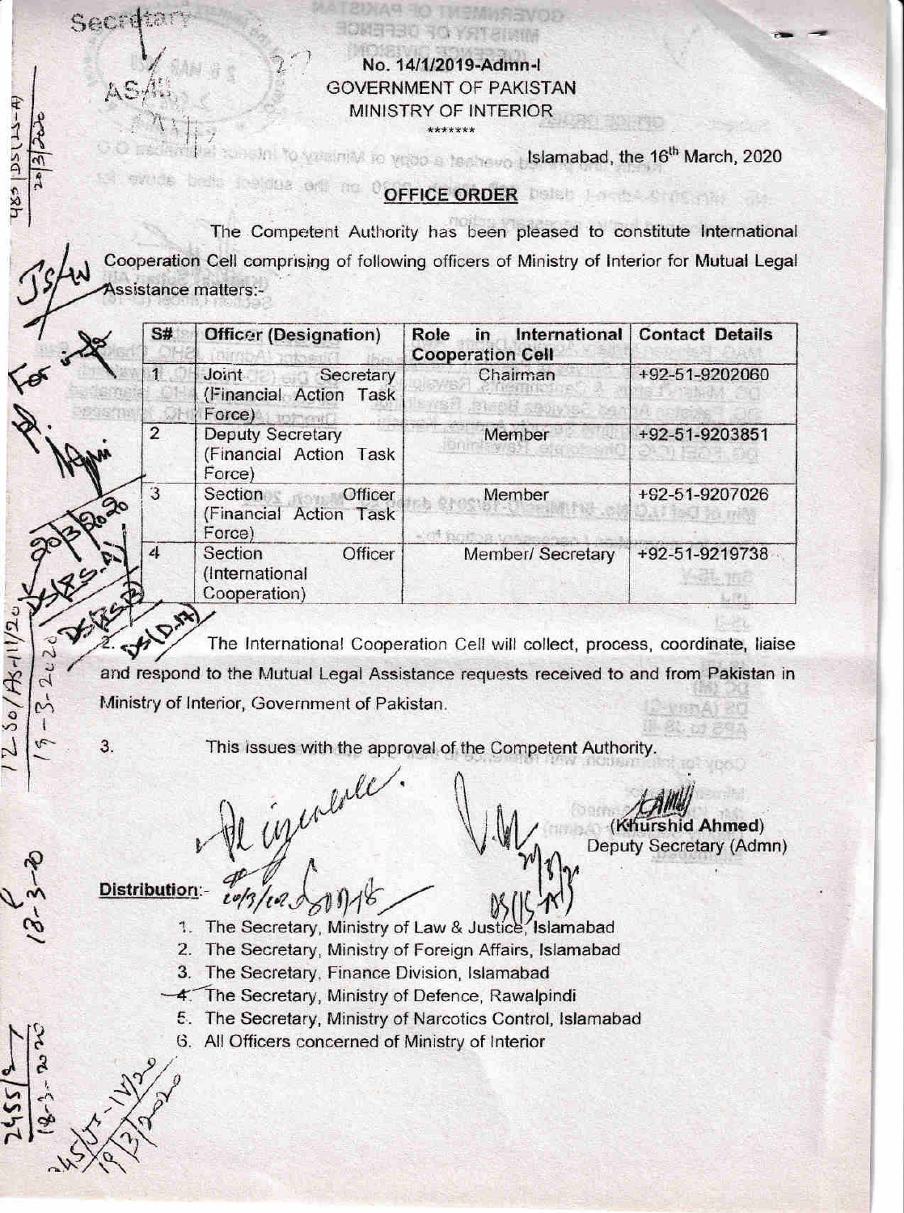No. 14/1/2019-Admn-I
GOVERNMENT OF PAKISTAN
MINISTRY OF INTERIOR
\*\*\*\*\*\*\*

Islamabad, the 16th March, 2020

## OFFICE ORDER

The Competent Authority has been pleased to constitute International Cooperation Cell comprising of following officers of Ministry of Interior for Mutual Legal Assistance matters:-

| S# | Officer (Designation) | Role in International Cooperation Cell | Contact Details |
|---|---|---|---|
| 1 | Joint Secretary (Financial Action Task Force) | Chairman | +92-51-9202060 |
| 2 | Deputy Secretary (Financial Action Task Force) | Member | +92-51-9203851 |
| 3 | Section Officer (Financial Action Task Force) | Member | +92-51-9207026 |
| 4 | Section Officer (International Cooperation) | Member/ Secretary | +92-51-9219738 |

2. The International Cooperation Cell will collect, process, coordinate, liaise and respond to the Mutual Legal Assistance requests received to and from Pakistan in Ministry of Interior, Government of Pakistan.

3. This issues with the approval of the Competent Authority.

(Khurshid Ahmed)
Deputy Secretary (Admn)

**Distribution**:-

1. The Secretary, Ministry of Law & Justice, Islamabad
2. The Secretary, Ministry of Foreign Affairs, Islamabad
3. The Secretary, Finance Division, Islamabad
4. The Secretary, Ministry of Defence, Rawalpindi
5. The Secretary, Ministry of Narcotics Control, Islamabad
6. All Officers concerned of Ministry of Interior